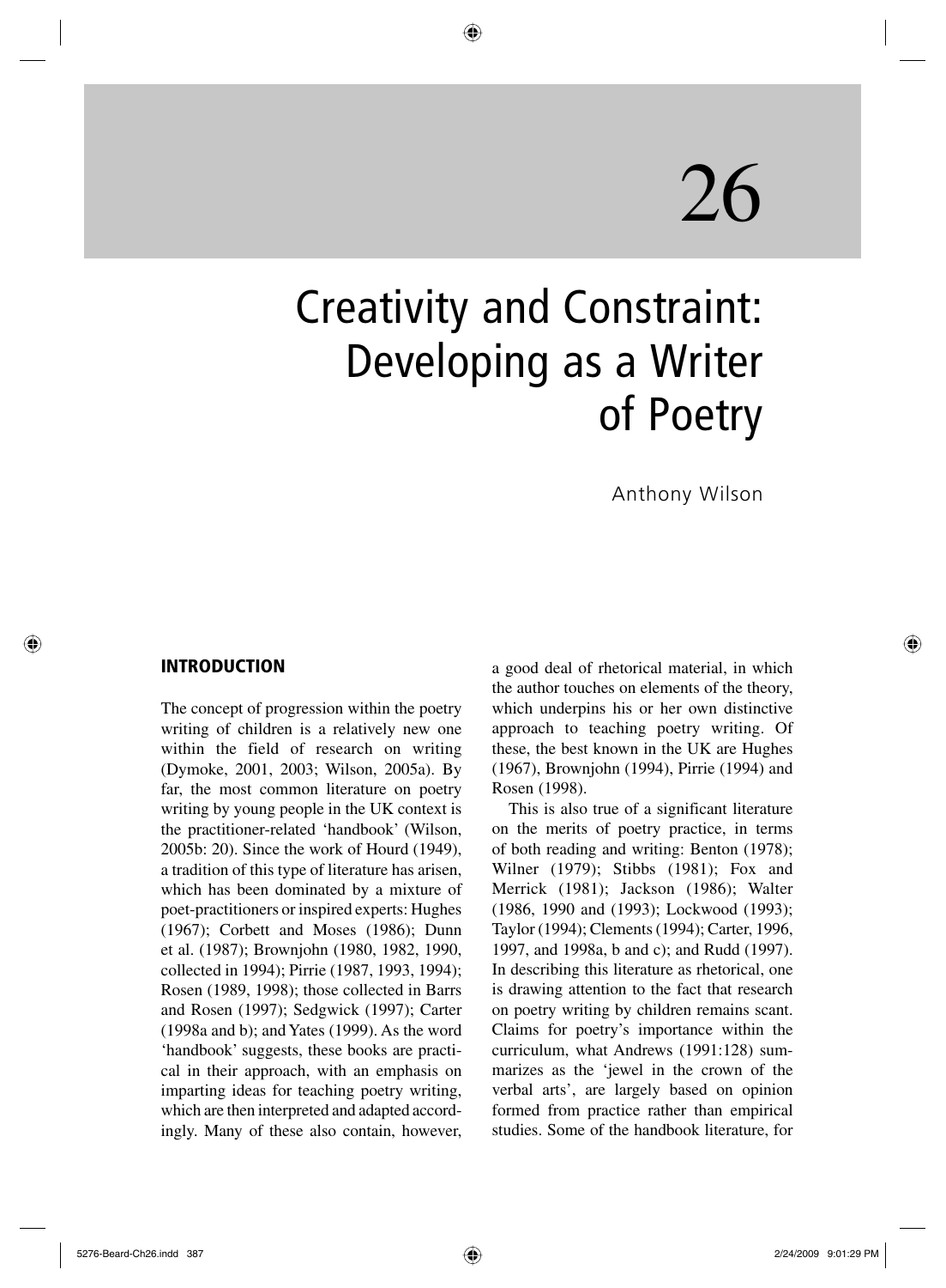# 26

# Creativity and Constraint: Developing as a Writer of Poetry

Anthony Wilson

## INTRODUCTION

The concept of progression within the poetry writing of children is a relatively new one within the field of research on writing (Dymoke, 2001, 2003; Wilson, 2005a). By far, the most common literature on poetry writing by young people in the UK context is the practitioner-related 'handbook' (Wilson, 2005b: 20). Since the work of Hourd (1949), a tradition of this type of literature has arisen, which has been dominated by a mixture of poet-practitioners or inspired experts: Hughes (1967); Corbett and Moses (1986); Dunn et al. (1987); Brownjohn (1980, 1982, 1990, collected in 1994); Pirrie (1987, 1993, 1994); Rosen (1989, 1998); those collected in Barrs and Rosen (1997); Sedgwick (1997); Carter (1998a and b); and Yates (1999). As the word 'handbook' suggests, these books are practical in their approach, with an emphasis on imparting ideas for teaching poetry writing, which are then interpreted and adapted accordingly. Many of these also contain, however, a good deal of rhetorical material, in which the author touches on elements of the theory, which underpins his or her own distinctive approach to teaching poetry writing. Of these, the best known in the UK are Hughes (1967), Brownjohn (1994), Pirrie (1994) and Rosen (1998).

This is also true of a significant literature on the merits of poetry practice, in terms of both reading and writing: Benton (1978); Wilner (1979); Stibbs (1981); Fox and Merrick (1981); Jackson (1986); Walter (1986, 1990 and (1993); Lockwood (1993); Taylor (1994); Clements (1994); Carter, 1996, 1997, and 1998a, b and c); and Rudd (1997). In describing this literature as rhetorical, one is drawing attention to the fact that research on poetry writing by children remains scant. Claims for poetry's importance within the curriculum, what Andrews (1991:128) summarizes as the 'jewel in the crown of the verbal arts', are largely based on opinion formed from practice rather than empirical studies. Some of the handbook literature, for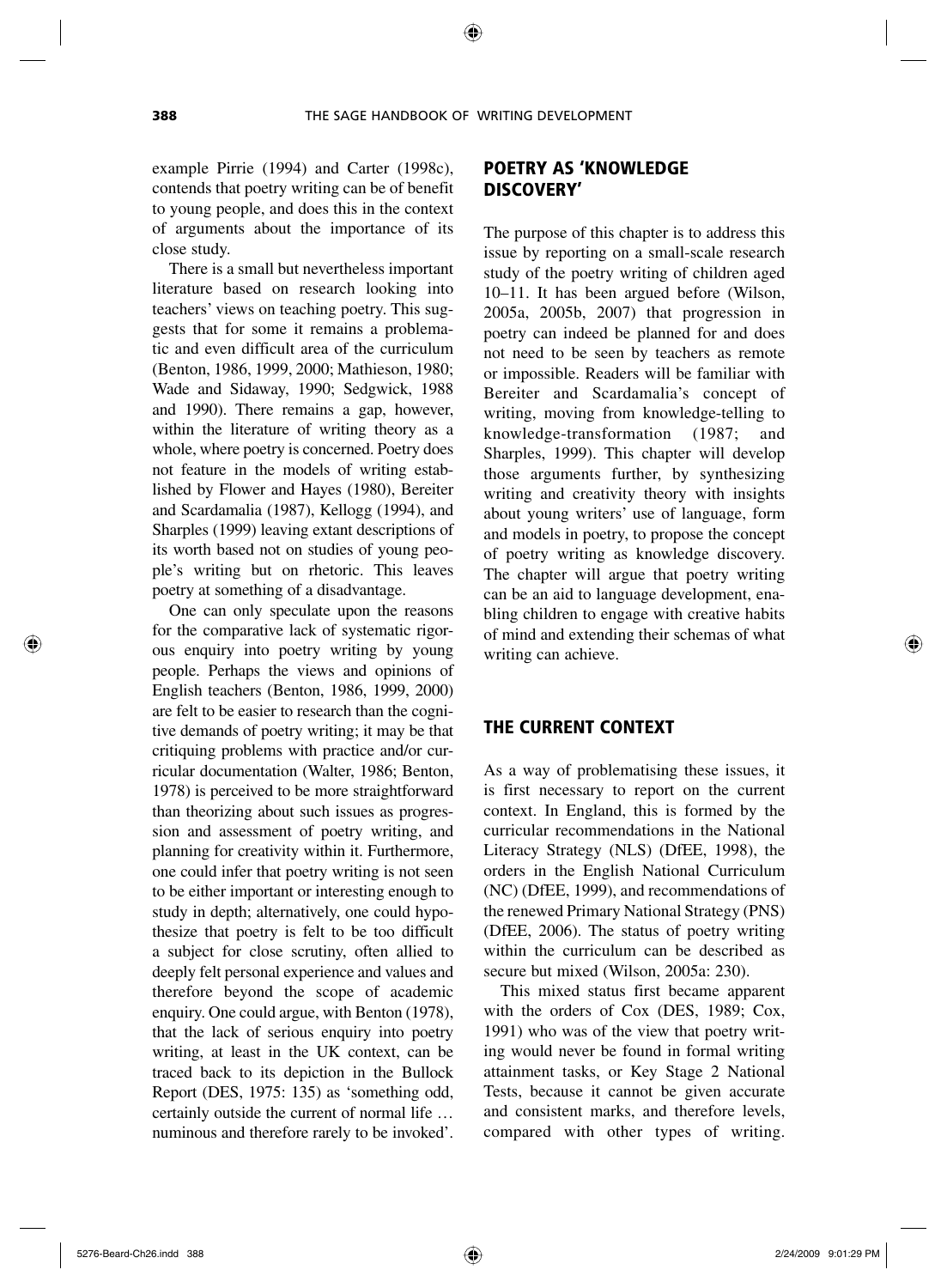example Pirrie (1994) and Carter (1998c), contends that poetry writing can be of benefit to young people, and does this in the context of arguments about the importance of its close study.

There is a small but nevertheless important literature based on research looking into teachers' views on teaching poetry. This suggests that for some it remains a problematic and even difficult area of the curriculum (Benton, 1986, 1999, 2000; Mathieson, 1980; Wade and Sidaway, 1990; Sedgwick, 1988 and 1990). There remains a gap, however, within the literature of writing theory as a whole, where poetry is concerned. Poetry does not feature in the models of writing established by Flower and Hayes (1980), Bereiter and Scardamalia (1987), Kellogg (1994), and Sharples (1999) leaving extant descriptions of its worth based not on studies of young people's writing but on rhetoric. This leaves poetry at something of a disadvantage.

One can only speculate upon the reasons for the comparative lack of systematic rigorous enquiry into poetry writing by young people. Perhaps the views and opinions of English teachers (Benton, 1986, 1999, 2000) are felt to be easier to research than the cognitive demands of poetry writing; it may be that critiquing problems with practice and/or curricular documentation (Walter, 1986; Benton, 1978) is perceived to be more straightforward than theorizing about such issues as progression and assessment of poetry writing, and planning for creativity within it. Furthermore, one could infer that poetry writing is not seen to be either important or interesting enough to study in depth; alternatively, one could hypothesize that poetry is felt to be too difficult a subject for close scrutiny, often allied to deeply felt personal experience and values and therefore beyond the scope of academic enquiry. One could argue, with Benton (1978), that the lack of serious enquiry into poetry writing, at least in the UK context, can be traced back to its depiction in the Bullock Report (DES, 1975: 135) as 'something odd, certainly outside the current of normal life … numinous and therefore rarely to be invoked'.

## POETRY AS 'KNOWLEDGE DISCOVERY'

The purpose of this chapter is to address this issue by reporting on a small-scale research study of the poetry writing of children aged 10–11. It has been argued before (Wilson, 2005a, 2005b, 2007) that progression in poetry can indeed be planned for and does not need to be seen by teachers as remote or impossible. Readers will be familiar with Bereiter and Scardamalia's concept of writing, moving from knowledge-telling to knowledge-transformation (1987; and Sharples, 1999). This chapter will develop those arguments further, by synthesizing writing and creativity theory with insights about young writers' use of language, form and models in poetry, to propose the concept of poetry writing as knowledge discovery. The chapter will argue that poetry writing can be an aid to language development, enabling children to engage with creative habits of mind and extending their schemas of what writing can achieve.

## THE CURRENT CONTEXT

As a way of problematising these issues, it is first necessary to report on the current context. In England, this is formed by the curricular recommendations in the National Literacy Strategy (NLS) (DfEE, 1998), the orders in the English National Curriculum (NC) (DfEE, 1999), and recommendations of the renewed Primary National Strategy (PNS) (DfEE, 2006). The status of poetry writing within the curriculum can be described as secure but mixed (Wilson, 2005a: 230).

This mixed status first became apparent with the orders of Cox (DES, 1989; Cox, 1991) who was of the view that poetry writing would never be found in formal writing attainment tasks, or Key Stage 2 National Tests, because it cannot be given accurate and consistent marks, and therefore levels, compared with other types of writing.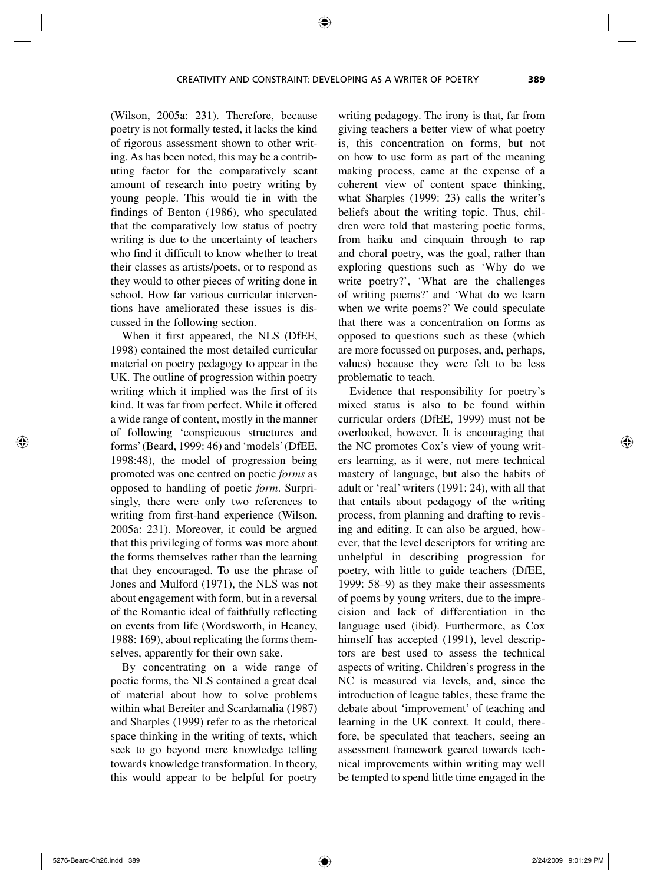(Wilson, 2005a: 231). Therefore, because poetry is not formally tested, it lacks the kind of rigorous assessment shown to other writing. As has been noted, this may be a contributing factor for the comparatively scant amount of research into poetry writing by young people. This would tie in with the findings of Benton (1986), who speculated that the comparatively low status of poetry writing is due to the uncertainty of teachers who find it difficult to know whether to treat their classes as artists/poets, or to respond as they would to other pieces of writing done in school. How far various curricular interventions have ameliorated these issues is discussed in the following section.

When it first appeared, the NLS (DfEE, 1998) contained the most detailed curricular material on poetry pedagogy to appear in the UK. The outline of progression within poetry writing which it implied was the first of its kind. It was far from perfect. While it offered a wide range of content, mostly in the manner of following 'conspicuous structures and forms' (Beard, 1999: 46) and 'models' (DfEE, 1998:48), the model of progression being promoted was one centred on poetic *forms* as opposed to handling of poetic *form*. Surprisingly, there were only two references to writing from first-hand experience (Wilson, 2005a: 231). Moreover, it could be argued that this privileging of forms was more about the forms themselves rather than the learning that they encouraged. To use the phrase of Jones and Mulford (1971), the NLS was not about engagement with form, but in a reversal of the Romantic ideal of faithfully reflecting on events from life (Wordsworth, in Heaney, 1988: 169), about replicating the forms themselves, apparently for their own sake.

By concentrating on a wide range of poetic forms, the NLS contained a great deal of material about how to solve problems within what Bereiter and Scardamalia (1987) and Sharples (1999) refer to as the rhetorical space thinking in the writing of texts, which seek to go beyond mere knowledge telling towards knowledge transformation. In theory, this would appear to be helpful for poetry writing pedagogy. The irony is that, far from giving teachers a better view of what poetry is, this concentration on forms, but not on how to use form as part of the meaning making process, came at the expense of a coherent view of content space thinking, what Sharples (1999: 23) calls the writer's beliefs about the writing topic. Thus, children were told that mastering poetic forms, from haiku and cinquain through to rap and choral poetry, was the goal, rather than exploring questions such as 'Why do we write poetry?', 'What are the challenges of writing poems?' and 'What do we learn when we write poems?' We could speculate that there was a concentration on forms as opposed to questions such as these (which are more focussed on purposes, and, perhaps, values) because they were felt to be less problematic to teach.

Evidence that responsibility for poetry's mixed status is also to be found within curricular orders (DfEE, 1999) must not be overlooked, however. It is encouraging that the NC promotes Cox's view of young writers learning, as it were, not mere technical mastery of language, but also the habits of adult or 'real' writers (1991: 24), with all that that entails about pedagogy of the writing process, from planning and drafting to revising and editing. It can also be argued, however, that the level descriptors for writing are unhelpful in describing progression for poetry, with little to guide teachers (DfEE, 1999: 58–9) as they make their assessments of poems by young writers, due to the imprecision and lack of differentiation in the language used (ibid). Furthermore, as Cox himself has accepted (1991), level descriptors are best used to assess the technical aspects of writing. Children's progress in the NC is measured via levels, and, since the introduction of league tables, these frame the debate about 'improvement' of teaching and learning in the UK context. It could, therefore, be speculated that teachers, seeing an assessment framework geared towards technical improvements within writing may well be tempted to spend little time engaged in the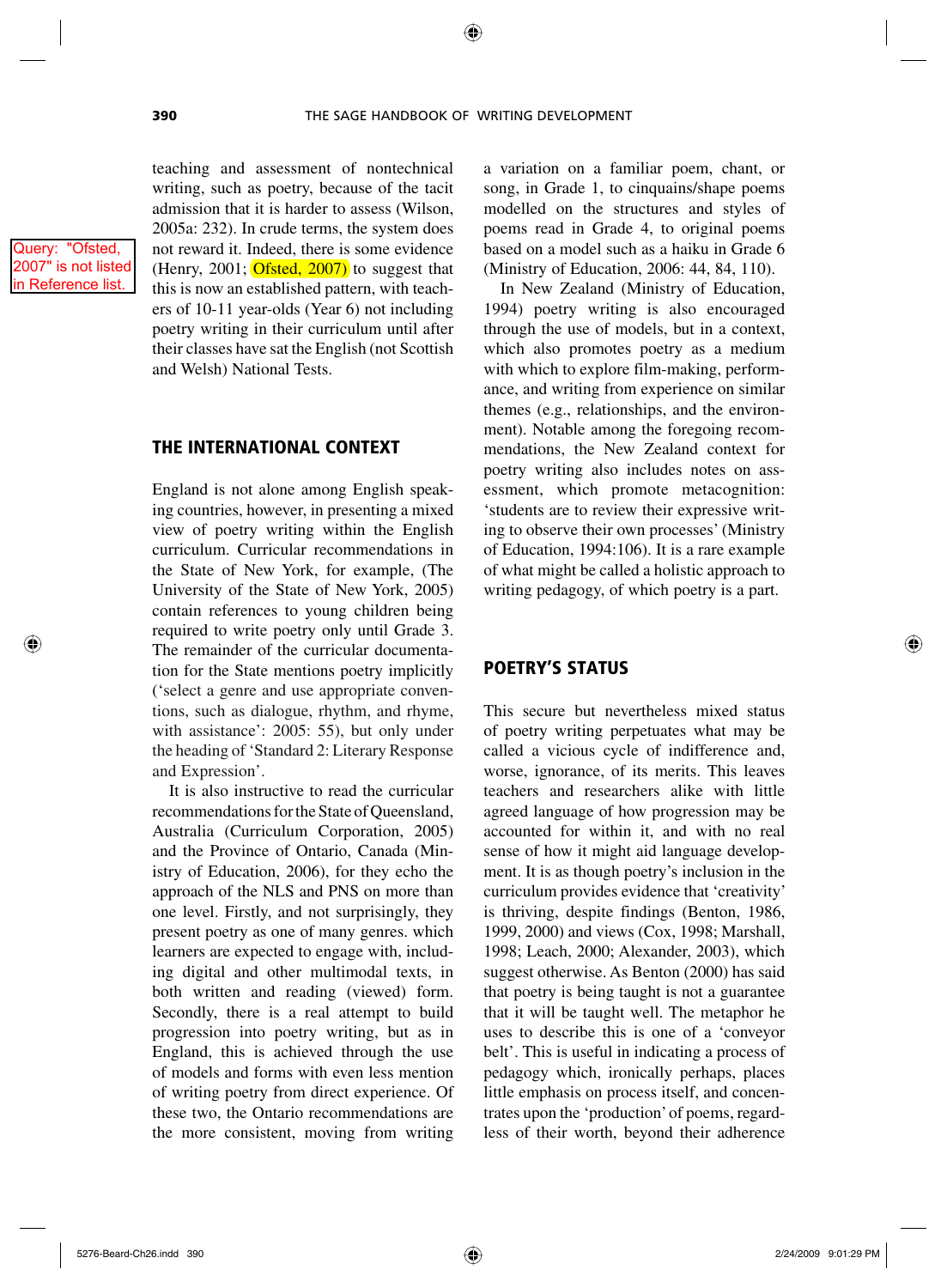teaching and assessment of nontechnical writing, such as poetry, because of the tacit admission that it is harder to assess (Wilson, 2005a: 232). In crude terms, the system does not reward it. Indeed, there is some evidence (Henry, 2001; Ofsted, 2007) to suggest that this is now an established pattern, with teachers of 10-11 year-olds (Year 6) not including poetry writing in their curriculum until after their classes have sat the English (not Scottish and Welsh) National Tests.

## THE INTERNATIONAL CONTEXT

England is not alone among English speaking countries, however, in presenting a mixed view of poetry writing within the English curriculum. Curricular recommendations in the State of New York, for example, (The University of the State of New York, 2005) contain references to young children being required to write poetry only until Grade 3. The remainder of the curricular documentation for the State mentions poetry implicitly ('select a genre and use appropriate conventions, such as dialogue, rhythm, and rhyme, with assistance': 2005: 55), but only under the heading of 'Standard 2: Literary Response and Expression'.

It is also instructive to read the curricular recommendations for the State of Queensland, Australia (Curriculum Corporation, 2005) and the Province of Ontario, Canada (Ministry of Education, 2006), for they echo the approach of the NLS and PNS on more than one level. Firstly, and not surprisingly, they present poetry as one of many genres. which learners are expected to engage with, including digital and other multimodal texts, in both written and reading (viewed) form. Secondly, there is a real attempt to build progression into poetry writing, but as in England, this is achieved through the use of models and forms with even less mention of writing poetry from direct experience. Of these two, the Ontario recommendations are the more consistent, moving from writing a variation on a familiar poem, chant, or song, in Grade 1, to cinquains/shape poems modelled on the structures and styles of poems read in Grade 4, to original poems based on a model such as a haiku in Grade 6 (Ministry of Education, 2006: 44, 84, 110).

In New Zealand (Ministry of Education, 1994) poetry writing is also encouraged through the use of models, but in a context, which also promotes poetry as a medium with which to explore film-making, performance, and writing from experience on similar themes (e.g., relationships, and the environment). Notable among the foregoing recommendations, the New Zealand context for poetry writing also includes notes on assessment, which promote metacognition: 'students are to review their expressive writing to observe their own processes' (Ministry of Education, 1994:106). It is a rare example of what might be called a holistic approach to writing pedagogy, of which poetry is a part.

## POETRY'S STATUS

This secure but nevertheless mixed status of poetry writing perpetuates what may be called a vicious cycle of indifference and, worse, ignorance, of its merits. This leaves teachers and researchers alike with little agreed language of how progression may be accounted for within it, and with no real sense of how it might aid language development. It is as though poetry's inclusion in the curriculum provides evidence that 'creativity' is thriving, despite findings (Benton, 1986, 1999, 2000) and views (Cox, 1998; Marshall, 1998; Leach, 2000; Alexander, 2003), which suggest otherwise. As Benton (2000) has said that poetry is being taught is not a guarantee that it will be taught well. The metaphor he uses to describe this is one of a 'conveyor belt'. This is useful in indicating a process of pedagogy which, ironically perhaps, places little emphasis on process itself, and concentrates upon the 'production' of poems, regardless of their worth, beyond their adherence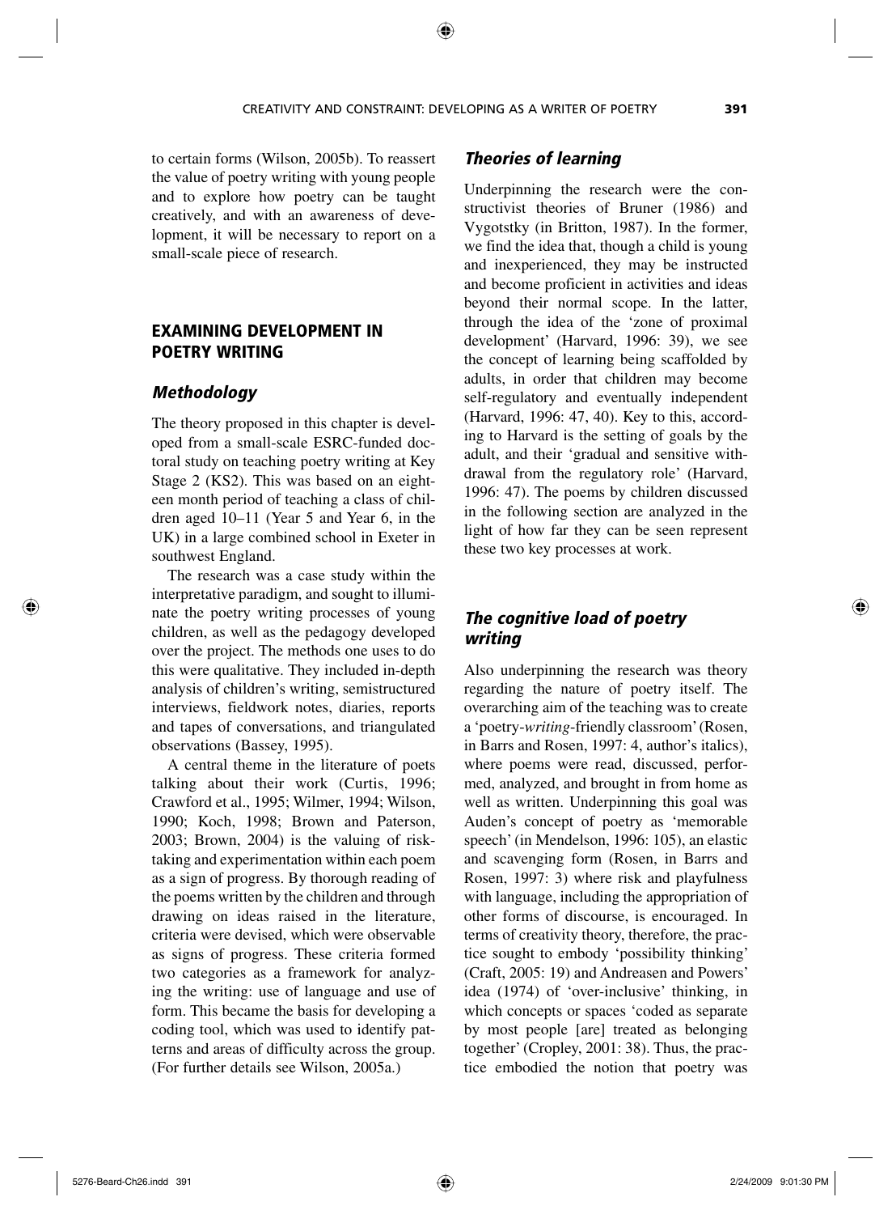to certain forms (Wilson, 2005b). To reassert the value of poetry writing with young people and to explore how poetry can be taught creatively, and with an awareness of development, it will be necessary to report on a small-scale piece of research.

## EXAMINING DEVELOPMENT IN POETRY WRITING

### *Methodology*

The theory proposed in this chapter is developed from a small-scale ESRC-funded doctoral study on teaching poetry writing at Key Stage 2 (KS2). This was based on an eighteen month period of teaching a class of children aged 10–11 (Year 5 and Year 6, in the UK) in a large combined school in Exeter in southwest England.

The research was a case study within the interpretative paradigm, and sought to illuminate the poetry writing processes of young children, as well as the pedagogy developed over the project. The methods one uses to do this were qualitative. They included in-depth analysis of children's writing, semistructured interviews, fieldwork notes, diaries, reports and tapes of conversations, and triangulated observations (Bassey, 1995).

A central theme in the literature of poets talking about their work (Curtis, 1996; Crawford et al., 1995; Wilmer, 1994; Wilson, 1990; Koch, 1998; Brown and Paterson, 2003; Brown, 2004) is the valuing of risk-taking and experimentation within each poem as a sign of progress. By thorough reading of the poems written by the children and through drawing on ideas raised in the literature, criteria were devised, which were observable as signs of progress. These criteria formed two categories as a framework for analyzing the writing: use of language and use of form. This became the basis for developing a coding tool, which was used to identify patterns and areas of difficulty across the group. (For further details see Wilson, 2005a.)

### *Theories of learning*

Underpinning the research were the constructivist theories of Bruner (1986) and Vygotsky (in Britton, 1987). In the former, we find the idea that, though a child is young and inexperienced, they may be instructed and become proficient in activities and ideas beyond their normal scope. In the latter, through the idea of the 'zone of proximal development' (Harvard, 1996: 39), we see the concept of learning being scaffolded by adults, in order that children may become self-regulatory and eventually independent (Harvard, 1996: 47, 40). Key to this, according to Harvard is the setting of goals by the adult, and their 'gradual and sensitive withdrawal from the regulatory role' (Harvard, 1996: 47). The poems by children discussed in the following section are analyzed in the light of how far they can be seen represent these two key processes at work.

### *The cognitive load of poetry writing*

Also underpinning the research was theory regarding the nature of poetry itself. The overarching aim of the teaching was to create a 'poetry-*writing*-friendly classroom' (Rosen, in Barrs and Rosen, 1997: 4, author's italics), where poems were read, discussed, performed, analyzed, and brought in from home as well as written. Underpinning this goal was Auden's concept of poetry as 'memorable speech' (in Mendelson, 1996: 105), an elastic and scavenging form (Rosen, in Barrs and Rosen, 1997: 3) where risk and playfulness with language, including the appropriation of other forms of discourse, is encouraged. In terms of creativity theory, therefore, the practice sought to embody 'possibility thinking' (Craft, 2005: 19) and Andreasen and Powers' idea (1974) of 'over-inclusive' thinking, in which concepts or spaces 'coded as separate by most people [are] treated as belonging together' (Cropley, 2001: 38). Thus, the practice embodied the notion that poetry was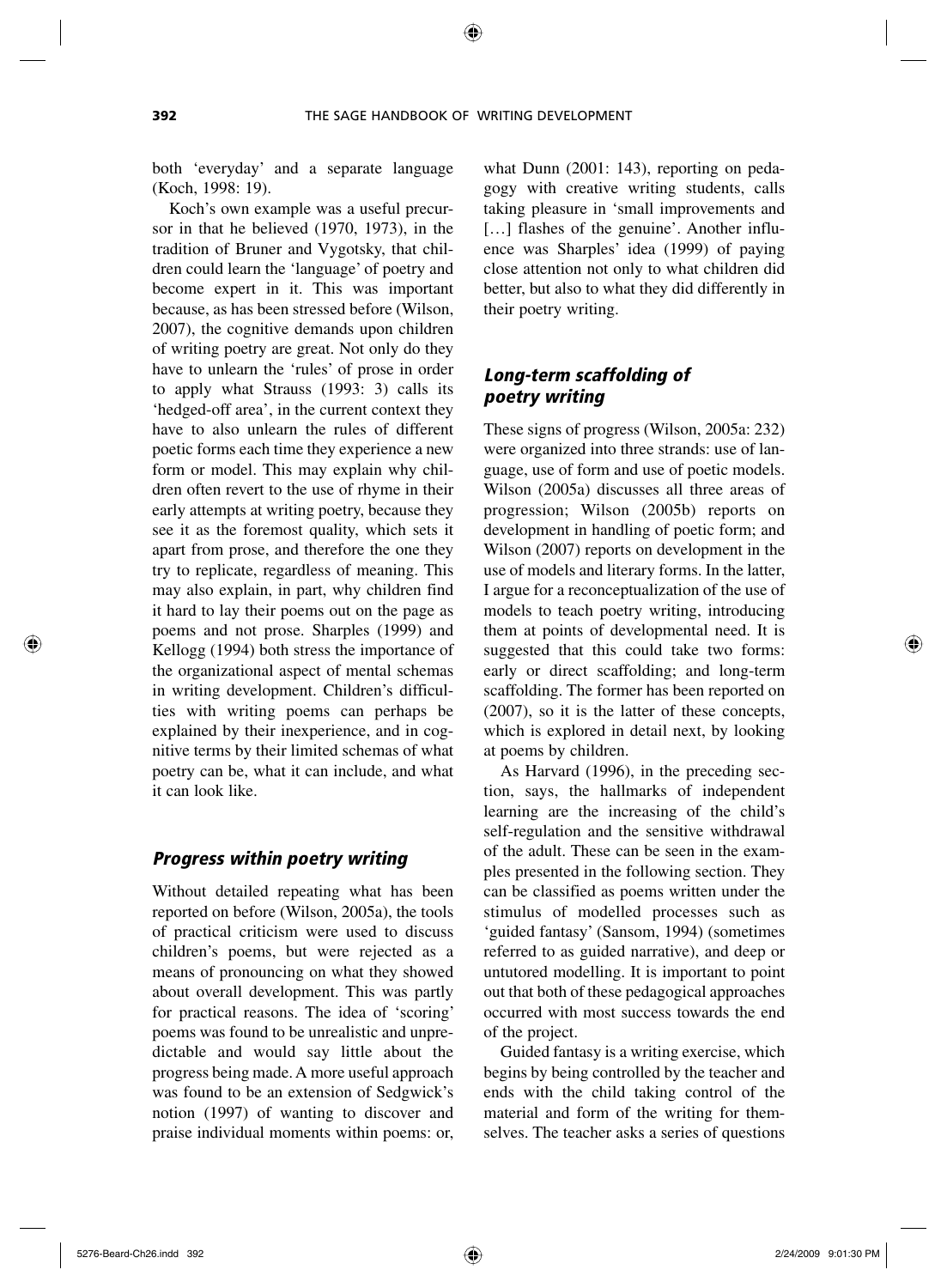both 'everyday' and a separate language (Koch, 1998: 19).

Koch's own example was a useful precursor in that he believed (1970, 1973), in the tradition of Bruner and Vygotsky, that children could learn the 'language' of poetry and become expert in it. This was important because, as has been stressed before (Wilson, 2007), the cognitive demands upon children of writing poetry are great. Not only do they have to unlearn the 'rules' of prose in order to apply what Strauss (1993: 3) calls its 'hedged-off area', in the current context they have to also unlearn the rules of different poetic forms each time they experience a new form or model. This may explain why children often revert to the use of rhyme in their early attempts at writing poetry, because they see it as the foremost quality, which sets it apart from prose, and therefore the one they try to replicate, regardless of meaning. This may also explain, in part, why children find it hard to lay their poems out on the page as poems and not prose. Sharples (1999) and Kellogg (1994) both stress the importance of the organizational aspect of mental schemas in writing development. Children's difficulties with writing poems can perhaps be explained by their inexperience, and in cognitive terms by their limited schemas of what poetry can be, what it can include, and what it can look like.

## Progress within poetry writing

Without detailed repeating what has been reported on before (Wilson, 2005a), the tools of practical criticism were used to discuss children's poems, but were rejected as a means of pronouncing on what they showed about overall development. This was partly for practical reasons. The idea of 'scoring' poems was found to be unrealistic and unpredictable and would say little about the progress being made. A more useful approach was found to be an extension of Sedgwick's notion (1997) of wanting to discover and praise individual moments within poems: or, what Dunn (2001: 143), reporting on pedagogy with creative writing students, calls taking pleasure in 'small improvements and [...] flashes of the genuine'. Another influence was Sharples' idea (1999) of paying close attention not only to what children did better, but also to what they did differently in their poetry writing.

## Long-term scaffolding of poetry writing

These signs of progress (Wilson, 2005a: 232) were organized into three strands: use of language, use of form and use of poetic models. Wilson (2005a) discusses all three areas of progression; Wilson (2005b) reports on development in handling of poetic form; and Wilson (2007) reports on development in the use of models and literary forms. In the latter, I argue for a reconceptualization of the use of models to teach poetry writing, introducing them at points of developmental need. It is suggested that this could take two forms: early or direct scaffolding; and long-term scaffolding. The former has been reported on (2007), so it is the latter of these concepts, which is explored in detail next, by looking at poems by children.

As Harvard (1996), in the preceding section, says, the hallmarks of independent learning are the increasing of the child's self-regulation and the sensitive withdrawal of the adult. These can be seen in the examples presented in the following section. They can be classified as poems written under the stimulus of modelled processes such as 'guided fantasy' (Sansom, 1994) (sometimes referred to as guided narrative), and deep or untutored modelling. It is important to point out that both of these pedagogical approaches occurred with most success towards the end of the project.

Guided fantasy is a writing exercise, which begins by being controlled by the teacher and ends with the child taking control of the material and form of the writing for themselves. The teacher asks a series of questions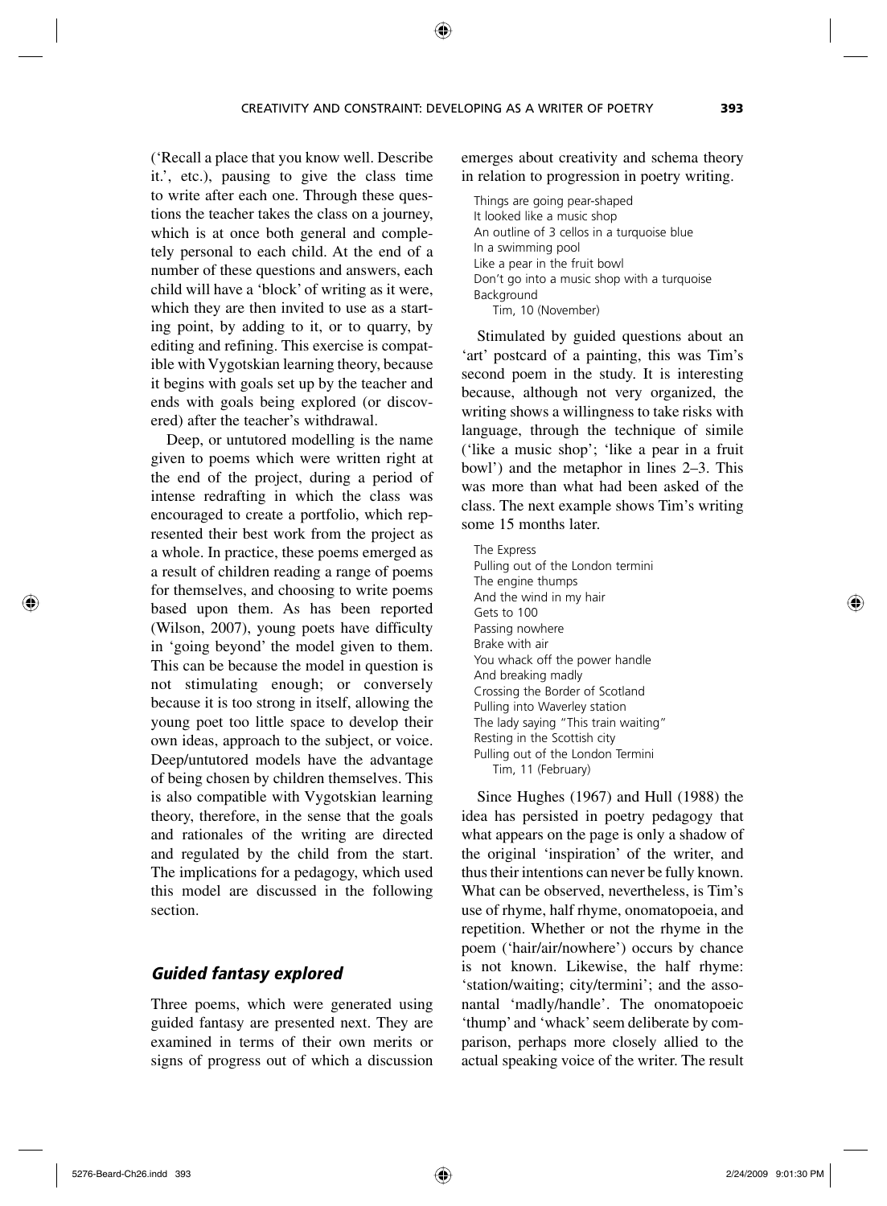('Recall a place that you know well. Describe it.', etc.), pausing to give the class time to write after each one. Through these questions the teacher takes the class on a journey, which is at once both general and completely personal to each child. At the end of a number of these questions and answers, each child will have a 'block' of writing as it were, which they are then invited to use as a starting point, by adding to it, or to quarry, by editing and refining. This exercise is compatible with Vygotskian learning theory, because it begins with goals set up by the teacher and ends with goals being explored (or discovered) after the teacher's withdrawal.

Deep, or untutored modelling is the name given to poems which were written right at the end of the project, during a period of intense redrafting in which the class was encouraged to create a portfolio, which represented their best work from the project as a whole. In practice, these poems emerged as a result of children reading a range of poems for themselves, and choosing to write poems based upon them. As has been reported (Wilson, 2007), young poets have difficulty in 'going beyond' the model given to them. This can be because the model in question is not stimulating enough; or conversely because it is too strong in itself, allowing the young poet too little space to develop their own ideas, approach to the subject, or voice. Deep/untutored models have the advantage of being chosen by children themselves. This is also compatible with Vygotskian learning theory, therefore, in the sense that the goals and rationales of the writing are directed and regulated by the child from the start. The implications for a pedagogy, which used this model are discussed in the following section.

## *Guided fantasy explored*

Three poems, which were generated using guided fantasy are presented next. They are examined in terms of their own merits or signs of progress out of which a discussion emerges about creativity and schema theory in relation to progression in poetry writing.

> Things are going pear-shaped  
> It looked like a music shop  
> An outline of 3 cellos in a turquoise blue  
> In a swimming pool  
> Like a pear in the fruit bowl  
> Don't go into a music shop with a turquoise  
> Background  
> Tim, 10 (November)

Stimulated by guided questions about an 'art' postcard of a painting, this was Tim's second poem in the study. It is interesting because, although not very organized, the writing shows a willingness to take risks with language, through the technique of simile ('like a music shop'; 'like a pear in a fruit bowl') and the metaphor in lines 2–3. This was more than what had been asked of the class. The next example shows Tim's writing some 15 months later.

> The Express  
> Pulling out of the London termini  
> The engine thumps  
> And the wind in my hair  
> Gets to 100  
> Passing nowhere  
> Brake with air  
> You whack off the power handle  
> And breaking madly  
> Crossing the Border of Scotland  
> Pulling into Waverley station  
> The lady saying "This train waiting"  
> Resting in the Scottish city  
> Pulling out of the London Termini  
> Tim, 11 (February)

Since Hughes (1967) and Hull (1988) the idea has persisted in poetry pedagogy that what appears on the page is only a shadow of the original 'inspiration' of the writer, and thus their intentions can never be fully known. What can be observed, nevertheless, is Tim's use of rhyme, half rhyme, onomatopoeia, and repetition. Whether or not the rhyme in the poem ('hair/air/nowhere') occurs by chance is not known. Likewise, the half rhyme: 'station/waiting; city/termini'; and the assonantal 'madly/handle'. The onomatopoeic 'thump' and 'whack' seem deliberate by comparison, perhaps more closely allied to the actual speaking voice of the writer. The result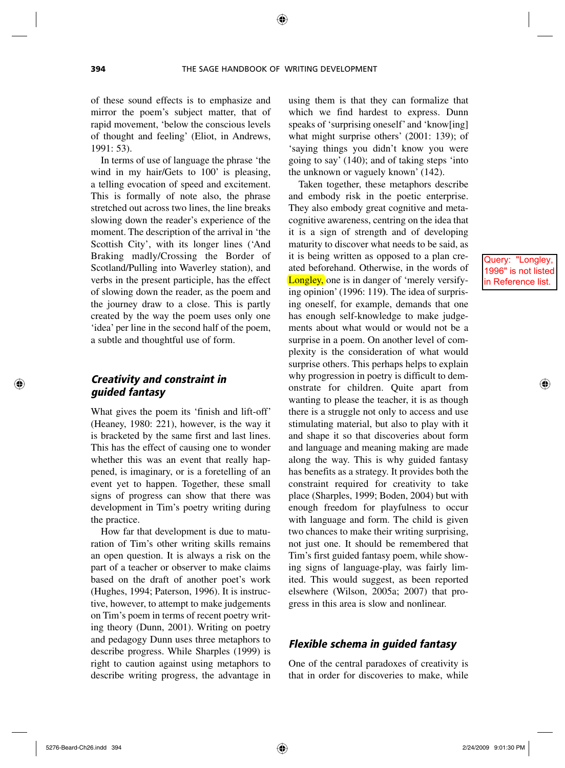of these sound effects is to emphasize and mirror the poem's subject matter, that of rapid movement, 'below the conscious levels of thought and feeling' (Eliot, in Andrews, 1991: 53).

In terms of use of language the phrase 'the wind in my hair/Gets to 100' is pleasing, a telling evocation of speed and excitement. This is formally of note also, the phrase stretched out across two lines, the line breaks slowing down the reader's experience of the moment. The description of the arrival in 'the Scottish City', with its longer lines ('And Braking madly/Crossing the Border of Scotland/Pulling into Waverley station), and verbs in the present participle, has the effect of slowing down the reader, as the poem and the journey draw to a close. This is partly created by the way the poem uses only one 'idea' per line in the second half of the poem, a subtle and thoughtful use of form.

## Creativity and constraint in guided fantasy

What gives the poem its 'finish and lift-off' (Heaney, 1980: 221), however, is the way it is bracketed by the same first and last lines. This has the effect of causing one to wonder whether this was an event that really happened, is imaginary, or is a foretelling of an event yet to happen. Together, these small signs of progress can show that there was development in Tim's poetry writing during the practice.

How far that development is due to maturation of Tim's other writing skills remains an open question. It is always a risk on the part of a teacher or observer to make claims based on the draft of another poet's work (Hughes, 1994; Paterson, 1996). It is instructive, however, to attempt to make judgements on Tim's poem in terms of recent poetry writing theory (Dunn, 2001). Writing on poetry and pedagogy Dunn uses three metaphors to describe progress. While Sharples (1999) is right to caution against using metaphors to describe writing progress, the advantage in using them is that they can formalize that which we find hardest to express. Dunn speaks of 'surprising oneself' and 'know[ing] what might surprise others' (2001: 139); of 'saying things you didn't know you were going to say' (140); and of taking steps 'into the unknown or vaguely known' (142).

Taken together, these metaphors describe and embody risk in the poetic enterprise. They also embody great cognitive and metacognitive awareness, centring on the idea that it is a sign of strength and of developing maturity to discover what needs to be said, as it is being written as opposed to a plan created beforehand. Otherwise, in the words of Longley, one is in danger of 'merely versifying opinion' (1996: 119). The idea of surprising oneself, for example, demands that one has enough self-knowledge to make judgements about what would or would not be a surprise in a poem. On another level of complexity is the consideration of what would surprise others. This perhaps helps to explain why progression in poetry is difficult to demonstrate for children. Quite apart from wanting to please the teacher, it is as though there is a struggle not only to access and use stimulating material, but also to play with it and shape it so that discoveries about form and language and meaning making are made along the way. This is why guided fantasy has benefits as a strategy. It provides both the constraint required for creativity to take place (Sharples, 1999; Boden, 2004) but with enough freedom for playfulness to occur with language and form. The child is given two chances to make their writing surprising, not just one. It should be remembered that Tim's first guided fantasy poem, while showing signs of language-play, was fairly limited. This would suggest, as been reported elsewhere (Wilson, 2005a; 2007) that progress in this area is slow and nonlinear.

## Flexible schema in guided fantasy

One of the central paradoxes of creativity is that in order for discoveries to make, while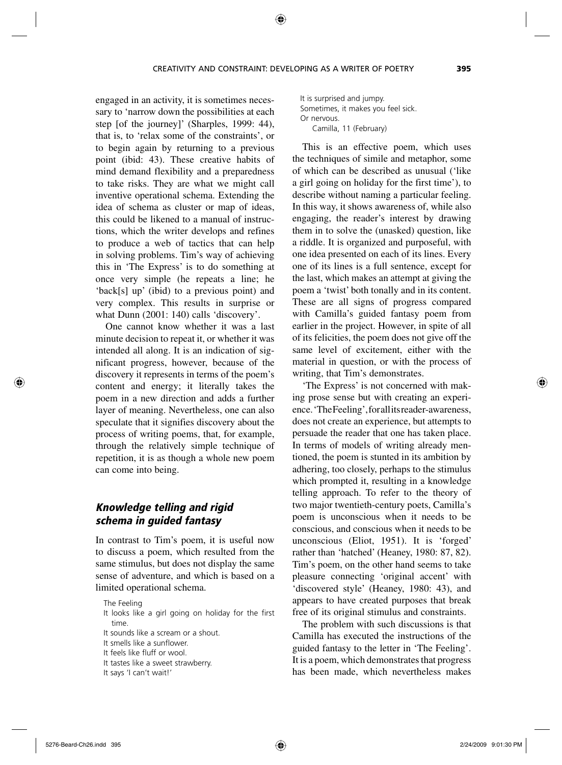engaged in an activity, it is sometimes necessary to 'narrow down the possibilities at each step [of the journey]' (Sharples, 1999: 44), that is, to 'relax some of the constraints', or to begin again by returning to a previous point (ibid: 43). These creative habits of mind demand flexibility and a preparedness to take risks. They are what we might call inventive operational schema. Extending the idea of schema as cluster or map of ideas, this could be likened to a manual of instructions, which the writer develops and refines to produce a web of tactics that can help in solving problems. Tim's way of achieving this in 'The Express' is to do something at once very simple (he repeats a line; he 'back[s] up' (ibid) to a previous point) and very complex. This results in surprise or what Dunn (2001: 140) calls 'discovery'.

One cannot know whether it was a last minute decision to repeat it, or whether it was intended all along. It is an indication of significant progress, however, because of the discovery it represents in terms of the poem's content and energy; it literally takes the poem in a new direction and adds a further layer of meaning. Nevertheless, one can also speculate that it signifies discovery about the process of writing poems, that, for example, through the relatively simple technique of repetition, it is as though a whole new poem can come into being.

### *Knowledge telling and rigid schema in guided fantasy*

In contrast to Tim's poem, it is useful now to discuss a poem, which resulted from the same stimulus, but does not display the same sense of adventure, and which is based on a limited operational schema.

The Feeling  
It looks like a girl going on holiday for the first time.  
It sounds like a scream or a shout.  
It smells like a sunflower.  
It feels like fluff or wool.  
It tastes like a sweet strawberry.  
It says 'I can't wait!'  
It is surprised and jumpy.  
Sometimes, it makes you feel sick.  
Or nervous.  
Camilla, 11 (February)

This is an effective poem, which uses the techniques of simile and metaphor, some of which can be described as unusual ('like a girl going on holiday for the first time'), to describe without naming a particular feeling. In this way, it shows awareness of, while also engaging, the reader's interest by drawing them in to solve the (unasked) question, like a riddle. It is organized and purposeful, with one idea presented on each of its lines. Every one of its lines is a full sentence, except for the last, which makes an attempt at giving the poem a 'twist' both tonally and in its content. These are all signs of progress compared with Camilla's guided fantasy poem from earlier in the project. However, in spite of all of its felicities, the poem does not give off the same level of excitement, either with the material in question, or with the process of writing, that Tim's demonstrates.

'The Express' is not concerned with making prose sense but with creating an experience. 'The Feeling', for all its reader-awareness, does not create an experience, but attempts to persuade the reader that one has taken place. In terms of models of writing already mentioned, the poem is stunted in its ambition by adhering, too closely, perhaps to the stimulus which prompted it, resulting in a knowledge telling approach. To refer to the theory of two major twentieth-century poets, Camilla's poem is unconscious when it needs to be conscious, and conscious when it needs to be unconscious (Eliot, 1951). It is 'forged' rather than 'hatched' (Heaney, 1980: 87, 82). Tim's poem, on the other hand seems to take pleasure connecting 'original accent' with 'discovered style' (Heaney, 1980: 43), and appears to have created purposes that break free of its original stimulus and constraints.

The problem with such discussions is that Camilla has executed the instructions of the guided fantasy to the letter in 'The Feeling'. It is a poem, which demonstrates that progress has been made, which nevertheless makes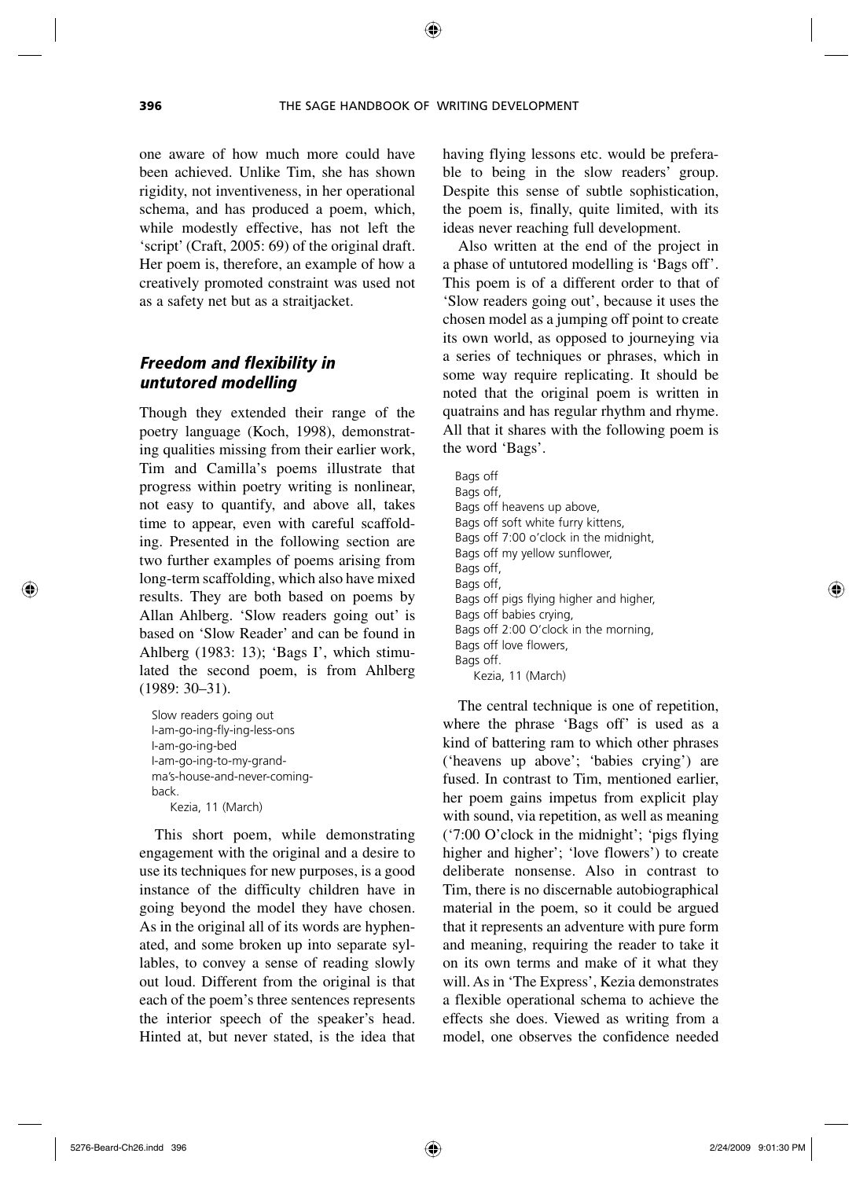one aware of how much more could have been achieved. Unlike Tim, she has shown rigidity, not inventiveness, in her operational schema, and has produced a poem, which, while modestly effective, has not left the 'script' (Craft, 2005: 69) of the original draft. Her poem is, therefore, an example of how a creatively promoted constraint was used not as a safety net but as a straitjacket.

## *Freedom and flexibility in untutored modelling*

Though they extended their range of the poetry language (Koch, 1998), demonstrating qualities missing from their earlier work, Tim and Camilla's poems illustrate that progress within poetry writing is nonlinear, not easy to quantify, and above all, takes time to appear, even with careful scaffolding. Presented in the following section are two further examples of poems arising from long-term scaffolding, which also have mixed results. They are both based on poems by Allan Ahlberg. 'Slow readers going out' is based on 'Slow Reader' and can be found in Ahlberg (1983: 13); 'Bags I', which stimulated the second poem, is from Ahlberg (1989: 30–31).

> Slow readers going out
> I-am-go-ing-fly-ing-less-ons
> I-am-go-ing-bed
> I-am-go-ing-to-my-grand-
> ma's-house-and-never-coming-
> back.
> Kezia, 11 (March)

This short poem, while demonstrating engagement with the original and a desire to use its techniques for new purposes, is a good instance of the difficulty children have in going beyond the model they have chosen. As in the original all of its words are hyphenated, and some broken up into separate syllables, to convey a sense of reading slowly out loud. Different from the original is that each of the poem's three sentences represents the interior speech of the speaker's head. Hinted at, but never stated, is the idea that having flying lessons etc. would be preferable to being in the slow readers' group. Despite this sense of subtle sophistication, the poem is, finally, quite limited, with its ideas never reaching full development.

Also written at the end of the project in a phase of untutored modelling is 'Bags off'. This poem is of a different order to that of 'Slow readers going out', because it uses the chosen model as a jumping off point to create its own world, as opposed to journeying via a series of techniques or phrases, which in some way require replicating. It should be noted that the original poem is written in quatrains and has regular rhythm and rhyme. All that it shares with the following poem is the word 'Bags'.

> Bags off
> Bags off,
> Bags off heavens up above,
> Bags off soft white furry kittens,
> Bags off 7:00 o'clock in the midnight,
> Bags off my yellow sunflower,
> Bags off,
> Bags off,
> Bags off pigs flying higher and higher,
> Bags off babies crying,
> Bags off 2:00 O'clock in the morning,
> Bags off love flowers,
> Bags off.
> Kezia, 11 (March)

The central technique is one of repetition, where the phrase 'Bags off' is used as a kind of battering ram to which other phrases ('heavens up above'; 'babies crying') are fused. In contrast to Tim, mentioned earlier, her poem gains impetus from explicit play with sound, via repetition, as well as meaning ('7:00 O'clock in the midnight'; 'pigs flying higher and higher'; 'love flowers') to create deliberate nonsense. Also in contrast to Tim, there is no discernable autobiographical material in the poem, so it could be argued that it represents an adventure with pure form and meaning, requiring the reader to take it on its own terms and make of it what they will. As in 'The Express', Kezia demonstrates a flexible operational schema to achieve the effects she does. Viewed as writing from a model, one observes the confidence needed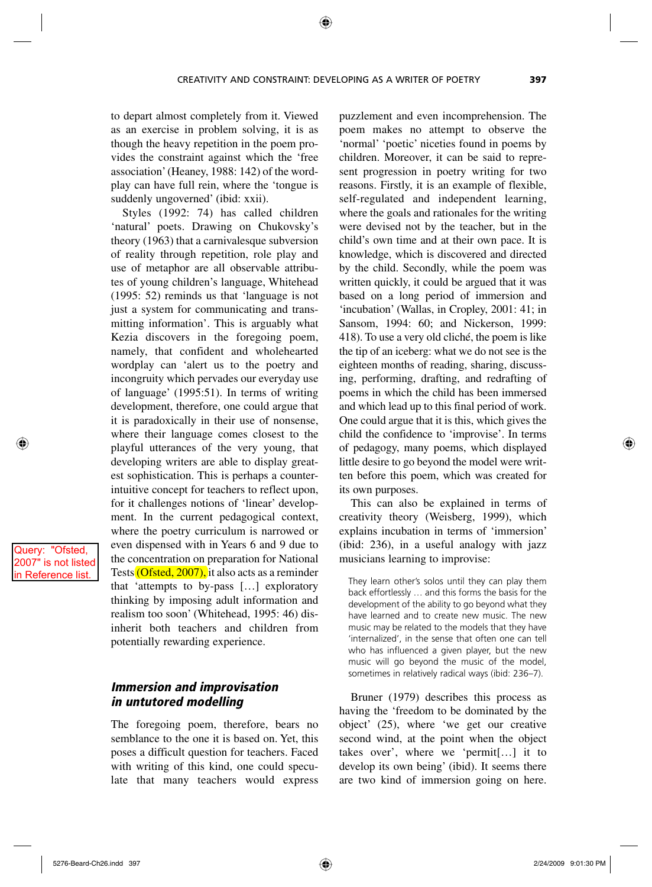to depart almost completely from it. Viewed as an exercise in problem solving, it is as though the heavy repetition in the poem provides the constraint against which the 'free association' (Heaney, 1988: 142) of the wordplay can have full rein, where the 'tongue is suddenly ungoverned' (ibid: xxii).

Styles (1992: 74) has called children 'natural' poets. Drawing on Chukovsky's theory (1963) that a carnivalesque subversion of reality through repetition, role play and use of metaphor are all observable attributes of young children's language, Whitehead (1995: 52) reminds us that 'language is not just a system for communicating and transmitting information'. This is arguably what Kezia discovers in the foregoing poem, namely, that confident and wholehearted wordplay can 'alert us to the poetry and incongruity which pervades our everyday use of language' (1995:51). In terms of writing development, therefore, one could argue that it is paradoxically in their use of nonsense, where their language comes closest to the playful utterances of the very young, that developing writers are able to display greatest sophistication. This is perhaps a counter-intuitive concept for teachers to reflect upon, for it challenges notions of 'linear' development. In the current pedagogical context, where the poetry curriculum is narrowed or even dispensed with in Years 6 and 9 due to the concentration on preparation for National Tests (Ofsted, 2007), it also acts as a reminder that 'attempts to by-pass […] exploratory thinking by imposing adult information and realism too soon' (Whitehead, 1995: 46) disinherit both teachers and children from potentially rewarding experience.

## *Immersion and improvisation in untutored modelling*

The foregoing poem, therefore, bears no semblance to the one it is based on. Yet, this poses a difficult question for teachers. Faced with writing of this kind, one could speculate that many teachers would express puzzlement and even incomprehension. The poem makes no attempt to observe the 'normal' 'poetic' niceties found in poems by children. Moreover, it can be said to represent progression in poetry writing for two reasons. Firstly, it is an example of flexible, self-regulated and independent learning, where the goals and rationales for the writing were devised not by the teacher, but in the child's own time and at their own pace. It is knowledge, which is discovered and directed by the child. Secondly, while the poem was written quickly, it could be argued that it was based on a long period of immersion and 'incubation' (Wallas, in Cropley, 2001: 41; in Sansom, 1994: 60; and Nickerson, 1999: 418). To use a very old cliché, the poem is like the tip of an iceberg: what we do not see is the eighteen months of reading, sharing, discussing, performing, drafting, and redrafting of poems in which the child has been immersed and which lead up to this final period of work. One could argue that it is this, which gives the child the confidence to 'improvise'. In terms of pedagogy, many poems, which displayed little desire to go beyond the model were written before this poem, which was created for its own purposes.

This can also be explained in terms of creativity theory (Weisberg, 1999), which explains incubation in terms of 'immersion' (ibid: 236), in a useful analogy with jazz musicians learning to improvise:

> They learn other's solos until they can play them back effortlessly … and this forms the basis for the development of the ability to go beyond what they have learned and to create new music. The new music may be related to the models that they have 'internalized', in the sense that often one can tell who has influenced a given player, but the new music will go beyond the music of the model, sometimes in relatively radical ways (ibid: 236–7).

Bruner (1979) describes this process as having the 'freedom to be dominated by the object' (25), where 'we get our creative second wind, at the point when the object takes over', where we 'permit[…] it to develop its own being' (ibid). It seems there are two kind of immersion going on here.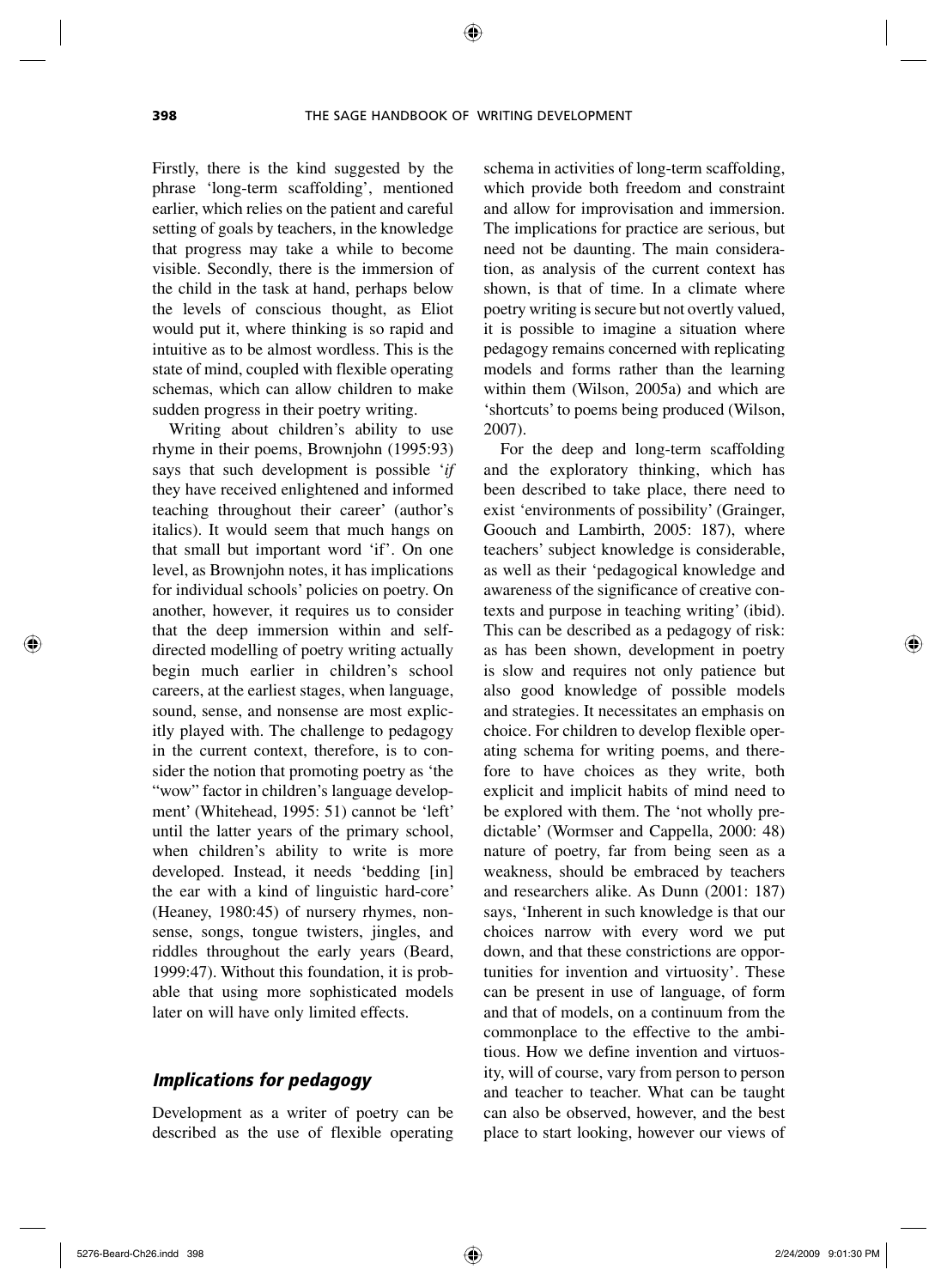Firstly, there is the kind suggested by the phrase 'long-term scaffolding', mentioned earlier, which relies on the patient and careful setting of goals by teachers, in the knowledge that progress may take a while to become visible. Secondly, there is the immersion of the child in the task at hand, perhaps below the levels of conscious thought, as Eliot would put it, where thinking is so rapid and intuitive as to be almost wordless. This is the state of mind, coupled with flexible operating schemas, which can allow children to make sudden progress in their poetry writing.

Writing about children's ability to use rhyme in their poems, Brownjohn (1995:93) says that such development is possible '*if* they have received enlightened and informed teaching throughout their career' (author's italics). It would seem that much hangs on that small but important word 'if'. On one level, as Brownjohn notes, it has implications for individual schools' policies on poetry. On another, however, it requires us to consider that the deep immersion within and self-directed modelling of poetry writing actually begin much earlier in children's school careers, at the earliest stages, when language, sound, sense, and nonsense are most explicitly played with. The challenge to pedagogy in the current context, therefore, is to consider the notion that promoting poetry as 'the "wow" factor in children's language development' (Whitehead, 1995: 51) cannot be 'left' until the latter years of the primary school, when children's ability to write is more developed. Instead, it needs 'bedding [in] the ear with a kind of linguistic hard-core' (Heaney, 1980:45) of nursery rhymes, nonsense, songs, tongue twisters, jingles, and riddles throughout the early years (Beard, 1999:47). Without this foundation, it is probable that using more sophisticated models later on will have only limited effects.

## Implications for pedagogy

Development as a writer of poetry can be described as the use of flexible operating schema in activities of long-term scaffolding, which provide both freedom and constraint and allow for improvisation and immersion. The implications for practice are serious, but need not be daunting. The main consideration, as analysis of the current context has shown, is that of time. In a climate where poetry writing is secure but not overtly valued, it is possible to imagine a situation where pedagogy remains concerned with replicating models and forms rather than the learning within them (Wilson, 2005a) and which are 'shortcuts' to poems being produced (Wilson, 2007).

For the deep and long-term scaffolding and the exploratory thinking, which has been described to take place, there need to exist 'environments of possibility' (Grainger, Goouch and Lambirth, 2005: 187), where teachers' subject knowledge is considerable, as well as their 'pedagogical knowledge and awareness of the significance of creative contexts and purpose in teaching writing' (ibid). This can be described as a pedagogy of risk: as has been shown, development in poetry is slow and requires not only patience but also good knowledge of possible models and strategies. It necessitates an emphasis on choice. For children to develop flexible operating schema for writing poems, and therefore to have choices as they write, both explicit and implicit habits of mind need to be explored with them. The 'not wholly predictable' (Wormser and Cappella, 2000: 48) nature of poetry, far from being seen as a weakness, should be embraced by teachers and researchers alike. As Dunn (2001: 187) says, 'Inherent in such knowledge is that our choices narrow with every word we put down, and that these constrictions are opportunities for invention and virtuosity'. These can be present in use of language, of form and that of models, on a continuum from the commonplace to the effective to the ambitious. How we define invention and virtuosity, will of course, vary from person to person and teacher to teacher. What can be taught can also be observed, however, and the best place to start looking, however our views of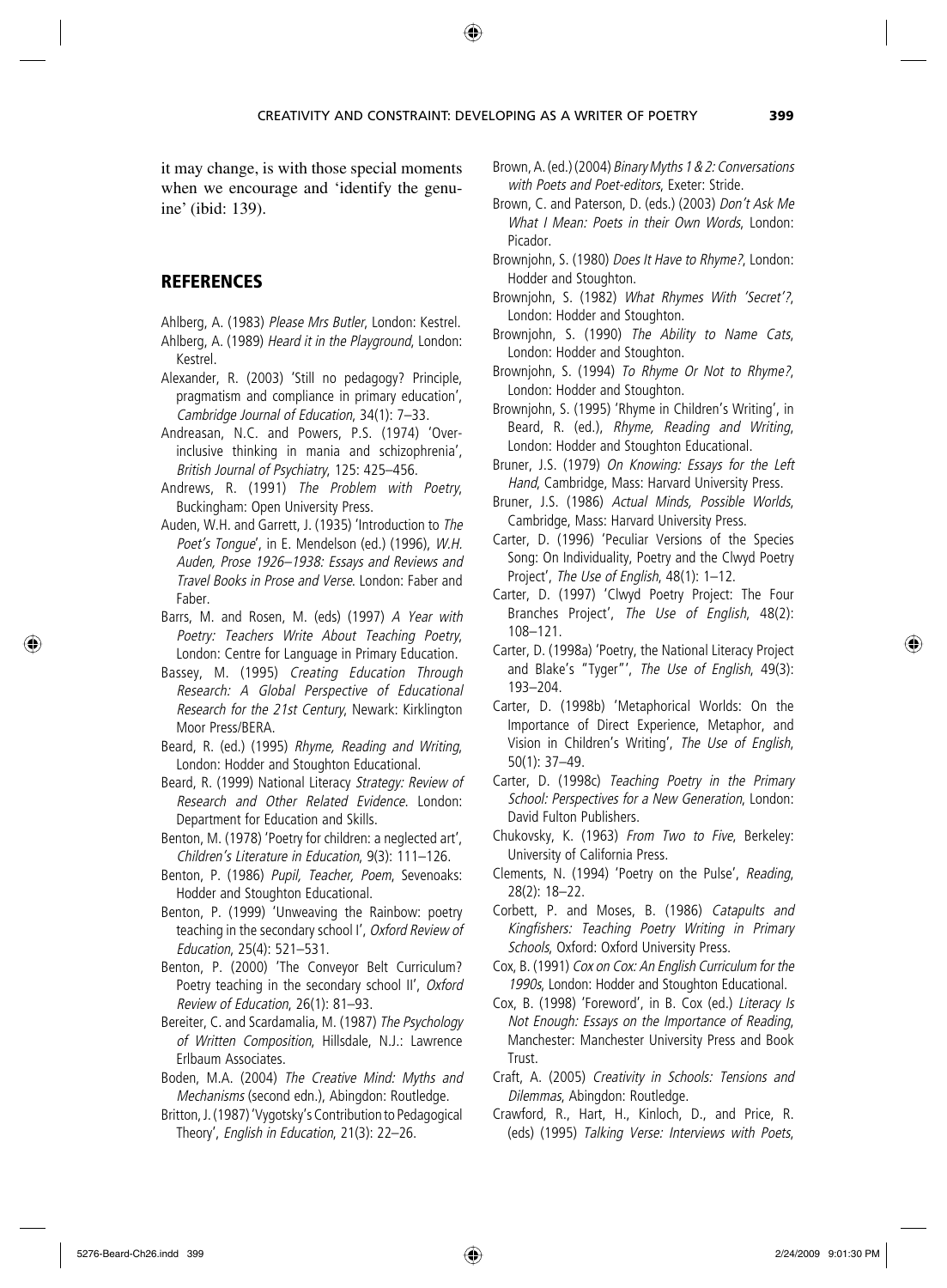it may change, is with those special moments when we encourage and 'identify the genuine' (ibid: 139).

## REFERENCES

Ahlberg, A. (1983) *Please Mrs Butler*, London: Kestrel.

Ahlberg, A. (1989) *Heard it in the Playground*, London: Kestrel.

Alexander, R. (2003) 'Still no pedagogy? Principle, pragmatism and compliance in primary education', *Cambridge Journal of Education*, 34(1): 7–33.

Andreasan, N.C. and Powers, P.S. (1974) 'Over-inclusive thinking in mania and schizophrenia', *British Journal of Psychiatry*, 125: 425–456.

Andrews, R. (1991) *The Problem with Poetry*, Buckingham: Open University Press.

Auden, W.H. and Garrett, J. (1935) 'Introduction to *The Poet's Tongue*', in E. Mendelson (ed.) (1996), *W.H. Auden, Prose 1926–1938: Essays and Reviews and Travel Books in Prose and Verse*. London: Faber and Faber.

Barrs, M. and Rosen, M. (eds) (1997) *A Year with Poetry: Teachers Write About Teaching Poetry*, London: Centre for Language in Primary Education.

Bassey, M. (1995) *Creating Education Through Research: A Global Perspective of Educational Research for the 21st Century*, Newark: Kirklington Moor Press/BERA.

Beard, R. (ed.) (1995) *Rhyme, Reading and Writing*, London: Hodder and Stoughton Educational.

Beard, R. (1999) National Literacy *Strategy: Review of Research and Other Related Evidence*. London: Department for Education and Skills.

Benton, M. (1978) 'Poetry for children: a neglected art', *Children's Literature in Education*, 9(3): 111–126.

Benton, P. (1986) *Pupil, Teacher, Poem*, Sevenoaks: Hodder and Stoughton Educational.

Benton, P. (1999) 'Unweaving the Rainbow: poetry teaching in the secondary school I', *Oxford Review of Education*, 25(4): 521–531.

Benton, P. (2000) 'The Conveyor Belt Curriculum? Poetry teaching in the secondary school II', *Oxford Review of Education*, 26(1): 81–93.

Bereiter, C. and Scardamalia, M. (1987) *The Psychology of Written Composition*, Hillsdale, N.J.: Lawrence Erlbaum Associates.

Boden, M.A. (2004) *The Creative Mind: Myths and Mechanisms* (second edn.), Abingdon: Routledge.

Britton, J. (1987) 'Vygotsky's Contribution to Pedagogical Theory', *English in Education*, 21(3): 22–26.

Brown, A. (ed.) (2004) *Binary Myths 1 & 2: Conversations with Poets and Poet-editors*, Exeter: Stride.

Brown, C. and Paterson, D. (eds.) (2003) *Don't Ask Me What I Mean: Poets in their Own Words*, London: Picador.

Brownjohn, S. (1980) *Does It Have to Rhyme?*, London: Hodder and Stoughton.

Brownjohn, S. (1982) *What Rhymes With 'Secret'?*, London: Hodder and Stoughton.

Brownjohn, S. (1990) *The Ability to Name Cats*, London: Hodder and Stoughton.

Brownjohn, S. (1994) *To Rhyme Or Not to Rhyme?*, London: Hodder and Stoughton.

Brownjohn, S. (1995) 'Rhyme in Children's Writing', in Beard, R. (ed.), *Rhyme, Reading and Writing*, London: Hodder and Stoughton Educational.

Bruner, J.S. (1979) *On Knowing: Essays for the Left Hand*, Cambridge, Mass: Harvard University Press.

Bruner, J.S. (1986) *Actual Minds, Possible Worlds*, Cambridge, Mass: Harvard University Press.

Carter, D. (1996) 'Peculiar Versions of the Species Song: On Individuality, Poetry and the Clwyd Poetry Project', *The Use of English*, 48(1): 1–12.

Carter, D. (1997) 'Clwyd Poetry Project: The Four Branches Project', *The Use of English*, 48(2): 108–121.

Carter, D. (1998a) 'Poetry, the National Literacy Project and Blake's "Tyger"', *The Use of English*, 49(3): 193–204.

Carter, D. (1998b) 'Metaphorical Worlds: On the Importance of Direct Experience, Metaphor, and Vision in Children's Writing', *The Use of English*, 50(1): 37–49.

Carter, D. (1998c) *Teaching Poetry in the Primary School: Perspectives for a New Generation*, London: David Fulton Publishers.

Chukovsky, K. (1963) *From Two to Five*, Berkeley: University of California Press.

Clements, N. (1994) 'Poetry on the Pulse', *Reading*, 28(2): 18–22.

Corbett, P. and Moses, B. (1986) *Catapults and Kingfishers: Teaching Poetry Writing in Primary Schools*, Oxford: Oxford University Press.

Cox, B. (1991) *Cox on Cox: An English Curriculum for the 1990s*, London: Hodder and Stoughton Educational.

Cox, B. (1998) 'Foreword', in B. Cox (ed.) *Literacy Is Not Enough: Essays on the Importance of Reading*, Manchester: Manchester University Press and Book Trust.

Craft, A. (2005) *Creativity in Schools: Tensions and Dilemmas*, Abingdon: Routledge.

Crawford, R., Hart, H., Kinloch, D., and Price, R. (eds) (1995) *Talking Verse: Interviews with Poets*,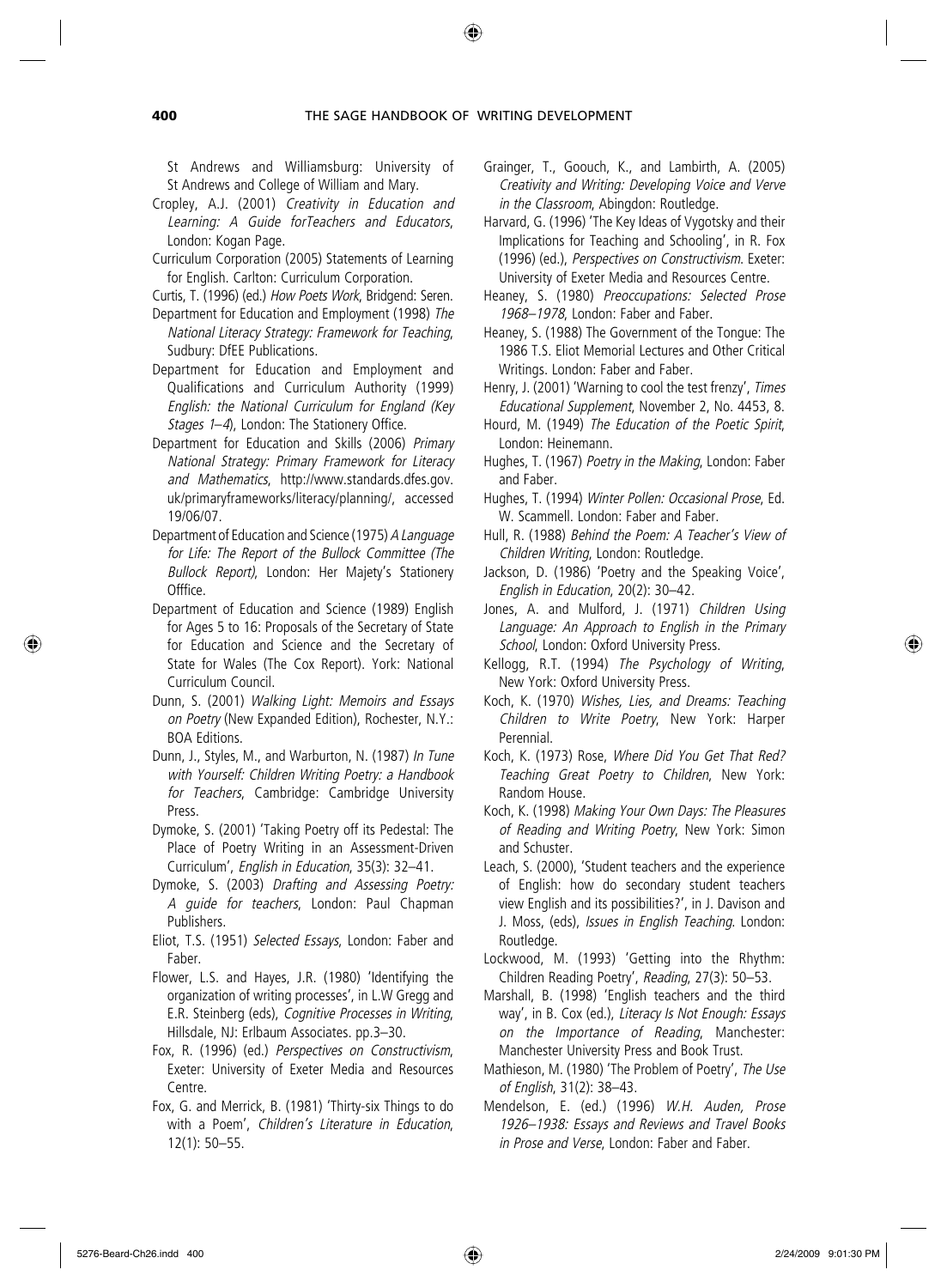St Andrews and Williamsburg: University of St Andrews and College of William and Mary.

Cropley, A.J. (2001) *Creativity in Education and Learning: A Guide forTeachers and Educators*, London: Kogan Page.

Curriculum Corporation (2005) Statements of Learning for English. Carlton: Curriculum Corporation.

Curtis, T. (1996) (ed.) *How Poets Work*, Bridgend: Seren.

Department for Education and Employment (1998) *The National Literacy Strategy: Framework for Teaching*, Sudbury: DfEE Publications.

Department for Education and Employment and Qualifications and Curriculum Authority (1999) *English: the National Curriculum for England (Key Stages 1–4*), London: The Stationery Office.

Department for Education and Skills (2006) *Primary National Strategy: Primary Framework for Literacy and Mathematics*, http://www.standards.dfes.gov.uk/primaryframeworks/literacy/planning/, accessed 19/06/07.

Department of Education and Science (1975) *A Language for Life: The Report of the Bullock Committee (The Bullock Report)*, London: Her Majety's Stationery Offfice.

Department of Education and Science (1989) English for Ages 5 to 16: Proposals of the Secretary of State for Education and Science and the Secretary of State for Wales (The Cox Report). York: National Curriculum Council.

Dunn, S. (2001) *Walking Light: Memoirs and Essays on Poetry* (New Expanded Edition), Rochester, N.Y.: BOA Editions.

Dunn, J., Styles, M., and Warburton, N. (1987) *In Tune with Yourself: Children Writing Poetry: a Handbook for Teachers*, Cambridge: Cambridge University Press.

Dymoke, S. (2001) 'Taking Poetry off its Pedestal: The Place of Poetry Writing in an Assessment-Driven Curriculum', *English in Education*, 35(3): 32–41.

Dymoke, S. (2003) *Drafting and Assessing Poetry: A guide for teachers*, London: Paul Chapman Publishers.

Eliot, T.S. (1951) *Selected Essays*, London: Faber and Faber.

Flower, L.S. and Hayes, J.R. (1980) 'Identifying the organization of writing processes', in L.W Gregg and E.R. Steinberg (eds), *Cognitive Processes in Writing*, Hillsdale, NJ: Erlbaum Associates. pp.3–30.

Fox, R. (1996) (ed.) *Perspectives on Constructivism*, Exeter: University of Exeter Media and Resources Centre.

Fox, G. and Merrick, B. (1981) 'Thirty-six Things to do with a Poem', *Children's Literature in Education*, 12(1): 50–55.

Grainger, T., Goouch, K., and Lambirth, A. (2005) *Creativity and Writing: Developing Voice and Verve in the Classroom*, Abingdon: Routledge.

Harvard, G. (1996) 'The Key Ideas of Vygotsky and their Implications for Teaching and Schooling', in R. Fox (1996) (ed.), *Perspectives on Constructivism*. Exeter: University of Exeter Media and Resources Centre.

Heaney, S. (1980) *Preoccupations: Selected Prose 1968–1978*, London: Faber and Faber.

Heaney, S. (1988) The Government of the Tongue: The 1986 T.S. Eliot Memorial Lectures and Other Critical Writings. London: Faber and Faber.

Henry, J. (2001) 'Warning to cool the test frenzy', *Times Educational Supplement*, November 2, No. 4453, 8.

Hourd, M. (1949) *The Education of the Poetic Spirit*, London: Heinemann.

Hughes, T. (1967) *Poetry in the Making*, London: Faber and Faber.

Hughes, T. (1994) *Winter Pollen: Occasional Prose*, Ed. W. Scammell. London: Faber and Faber.

Hull, R. (1988) *Behind the Poem: A Teacher's View of Children Writing*, London: Routledge.

Jackson, D. (1986) 'Poetry and the Speaking Voice', *English in Education*, 20(2): 30–42.

Jones, A. and Mulford, J. (1971) *Children Using Language: An Approach to English in the Primary School*, London: Oxford University Press.

Kellogg, R.T. (1994) *The Psychology of Writing*, New York: Oxford University Press.

Koch, K. (1970) *Wishes, Lies, and Dreams: Teaching Children to Write Poetry*, New York: Harper Perennial.

Koch, K. (1973) Rose, *Where Did You Get That Red? Teaching Great Poetry to Children*, New York: Random House.

Koch, K. (1998) *Making Your Own Days: The Pleasures of Reading and Writing Poetry*, New York: Simon and Schuster.

Leach, S. (2000), 'Student teachers and the experience of English: how do secondary student teachers view English and its possibilities?', in J. Davison and J. Moss, (eds), *Issues in English Teaching*. London: Routledge.

Lockwood, M. (1993) 'Getting into the Rhythm: Children Reading Poetry', *Reading*, 27(3): 50–53.

Marshall, B. (1998) 'English teachers and the third way', in B. Cox (ed.), *Literacy Is Not Enough: Essays on the Importance of Reading*, Manchester: Manchester University Press and Book Trust.

Mathieson, M. (1980) 'The Problem of Poetry', *The Use of English*, 31(2): 38–43.

Mendelson, E. (ed.) (1996) *W.H. Auden, Prose 1926–1938: Essays and Reviews and Travel Books in Prose and Verse*, London: Faber and Faber.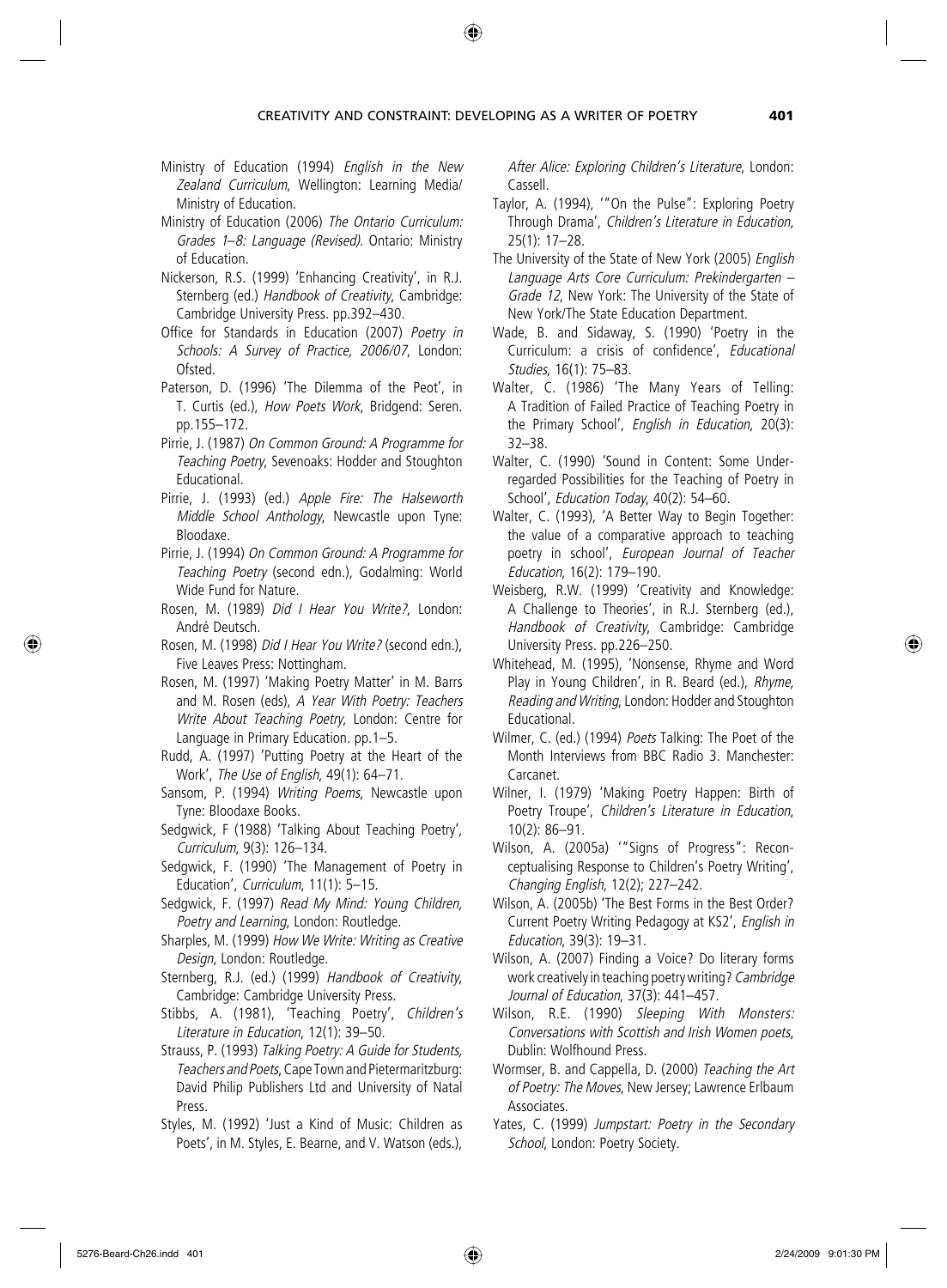Ministry of Education (1994) *English in the New Zealand Curriculum*, Wellington: Learning Media/ Ministry of Education.

Ministry of Education (2006) *The Ontario Curriculum: Grades 1–8: Language (Revised)*. Ontario: Ministry of Education.

Nickerson, R.S. (1999) 'Enhancing Creativity', in R.J. Sternberg (ed.) *Handbook of Creativity*, Cambridge: Cambridge University Press. pp.392–430.

Office for Standards in Education (2007) *Poetry in Schools: A Survey of Practice, 2006/07*, London: Ofsted.

Paterson, D. (1996) 'The Dilemma of the Peot', in T. Curtis (ed.), *How Poets Work*, Bridgend: Seren. pp.155–172.

Pirrie, J. (1987) *On Common Ground: A Programme for Teaching Poetry*, Sevenoaks: Hodder and Stoughton Educational.

Pirrie, J. (1993) (ed.) *Apple Fire: The Halseworth Middle School Anthology*, Newcastle upon Tyne: Bloodaxe.

Pirrie, J. (1994) *On Common Ground: A Programme for Teaching Poetry* (second edn.), Godalming: World Wide Fund for Nature.

Rosen, M. (1989) *Did I Hear You Write?*, London: André Deutsch.

Rosen, M. (1998) *Did I Hear You Write?* (second edn.), Five Leaves Press: Nottingham.

Rosen, M. (1997) 'Making Poetry Matter' in M. Barrs and M. Rosen (eds), *A Year With Poetry: Teachers Write About Teaching Poetry*, London: Centre for Language in Primary Education. pp.1–5.

Rudd, A. (1997) 'Putting Poetry at the Heart of the Work', *The Use of English*, 49(1): 64–71.

Sansom, P. (1994) *Writing Poems*, Newcastle upon Tyne: Bloodaxe Books.

Sedgwick, F (1988) 'Talking About Teaching Poetry', *Curriculum*, 9(3): 126–134.

Sedgwick, F. (1990) 'The Management of Poetry in Education', *Curriculum*, 11(1): 5–15.

Sedgwick, F. (1997) *Read My Mind: Young Children, Poetry and Learning*, London: Routledge.

Sharples, M. (1999) *How We Write: Writing as Creative Design*, London: Routledge.

Sternberg, R.J. (ed.) (1999) *Handbook of Creativity*, Cambridge: Cambridge University Press.

Stibbs, A. (1981), 'Teaching Poetry', *Children's Literature in Education*, 12(1): 39–50.

Strauss, P. (1993) *Talking Poetry: A Guide for Students, Teachers and Poets*, Cape Town and Pietermaritzburg: David Philip Publishers Ltd and University of Natal Press.

Styles, M. (1992) 'Just a Kind of Music: Children as Poets', in M. Styles, E. Bearne, and V. Watson (eds.), *After Alice: Exploring Children's Literature*, London: Cassell.

Taylor, A. (1994), '"On the Pulse": Exploring Poetry Through Drama', *Children's Literature in Education*, 25(1): 17–28.

The University of the State of New York (2005) *English Language Arts Core Curriculum: Prekindergarten – Grade 12*, New York: The University of the State of New York/The State Education Department.

Wade, B. and Sidaway, S. (1990) 'Poetry in the Curriculum: a crisis of confidence', *Educational Studies*, 16(1): 75–83.

Walter, C. (1986) 'The Many Years of Telling: A Tradition of Failed Practice of Teaching Poetry in the Primary School', *English in Education*, 20(3): 32–38.

Walter, C. (1990) 'Sound in Content: Some Under-regarded Possibilities for the Teaching of Poetry in School', *Education Today*, 40(2): 54–60.

Walter, C. (1993), 'A Better Way to Begin Together: the value of a comparative approach to teaching poetry in school', *European Journal of Teacher Education*, 16(2): 179–190.

Weisberg, R.W. (1999) 'Creativity and Knowledge: A Challenge to Theories', in R.J. Sternberg (ed.), *Handbook of Creativity*, Cambridge: Cambridge University Press. pp.226–250.

Whitehead, M. (1995), 'Nonsense, Rhyme and Word Play in Young Children', in R. Beard (ed.), *Rhyme, Reading and Writing*, London: Hodder and Stoughton Educational.

Wilmer, C. (ed.) (1994) *Poets* Talking: The Poet of the Month Interviews from BBC Radio 3. Manchester: Carcanet.

Wilner, I. (1979) 'Making Poetry Happen: Birth of Poetry Troupe', *Children's Literature in Education*, 10(2): 86–91.

Wilson, A. (2005a) '"Signs of Progress": Reconceptualising Response to Children's Poetry Writing', *Changing English*, 12(2); 227–242.

Wilson, A. (2005b) 'The Best Forms in the Best Order? Current Poetry Writing Pedagogy at KS2', *English in Education*, 39(3): 19–31.

Wilson, A. (2007) Finding a Voice? Do literary forms work creatively in teaching poetry writing? *Cambridge Journal of Education*, 37(3): 441–457.

Wilson, R.E. (1990) *Sleeping With Monsters: Conversations with Scottish and Irish Women poets*, Dublin: Wolfhound Press.

Wormser, B. and Cappella, D. (2000) *Teaching the Art of Poetry: The Moves*, New Jersey; Lawrence Erlbaum Associates.

Yates, C. (1999) *Jumpstart: Poetry in the Secondary School*, London: Poetry Society.